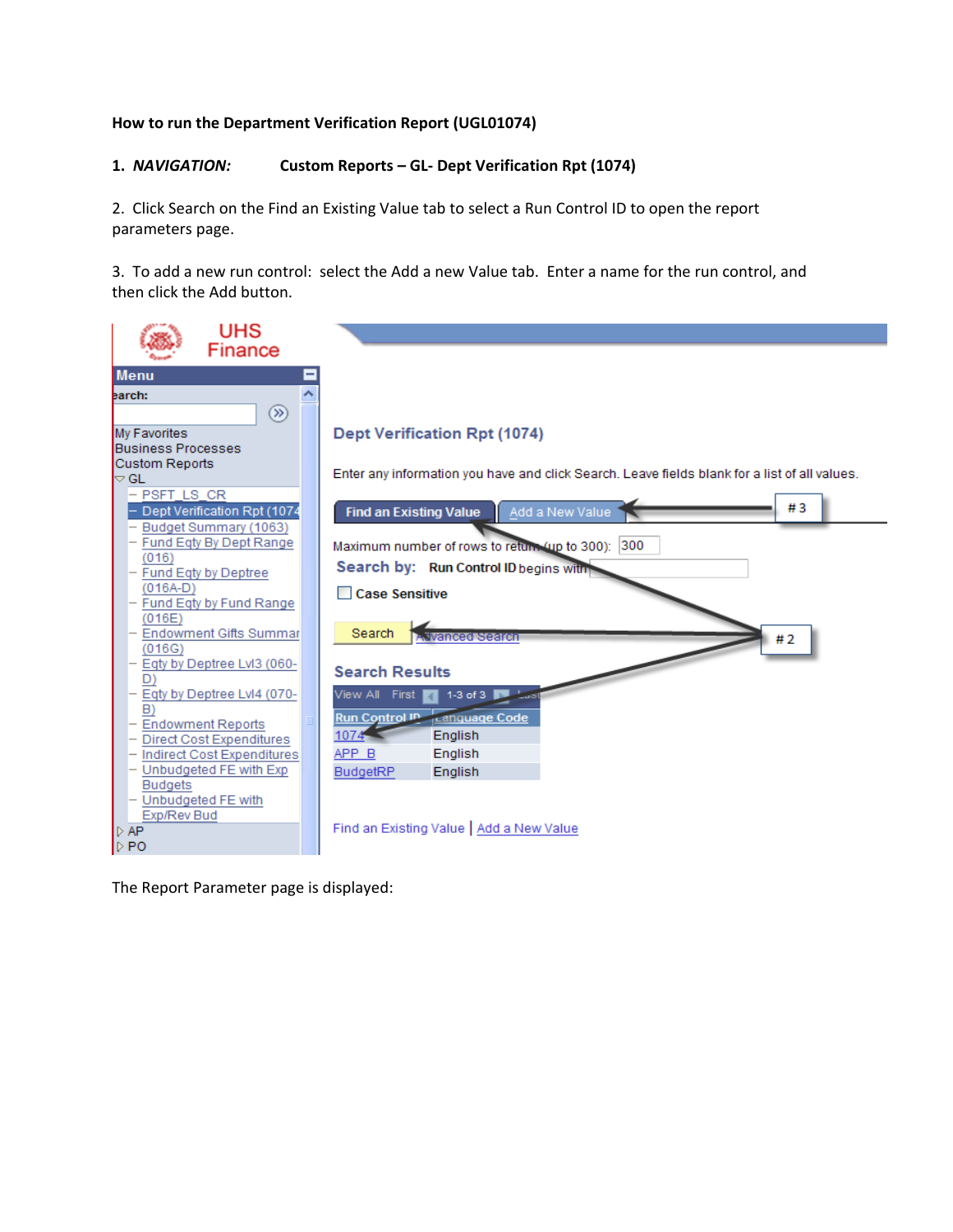**How to run the Department Verification Report (UGL01074)**

1. ***NAVIGATION:*** **Custom Reports – GL- Dept Verification Rpt (1074)**

2. Click Search on the Find an Existing Value tab to select a Run Control ID to open the report parameters page.

3. To add a new run control: select the Add a new Value tab. Enter a name for the run control, and then click the Add button.

The Report Parameter page is displayed: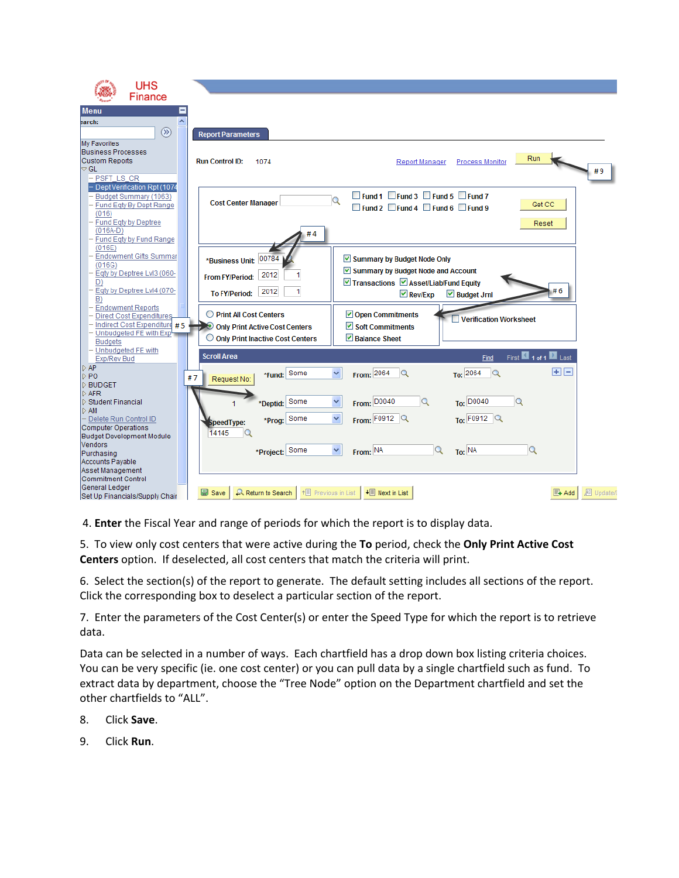4. **Enter** the Fiscal Year and range of periods for which the report is to display data.

5. To view only cost centers that were active during the **To** period, check the **Only Print Active Cost Centers** option. If deselected, all cost centers that match the criteria will print.

6. Select the section(s) of the report to generate. The default setting includes all sections of the report. Click the corresponding box to deselect a particular section of the report.

7. Enter the parameters of the Cost Center(s) or enter the Speed Type for which the report is to retrieve data.

Data can be selected in a number of ways. Each chartfield has a drop down box listing criteria choices. You can be very specific (ie. one cost center) or you can pull data by a single chartfield such as fund. To extract data by department, choose the "Tree Node" option on the Department chartfield and set the other chartfields to "ALL".

8. Click **Save**.

9. Click **Run**.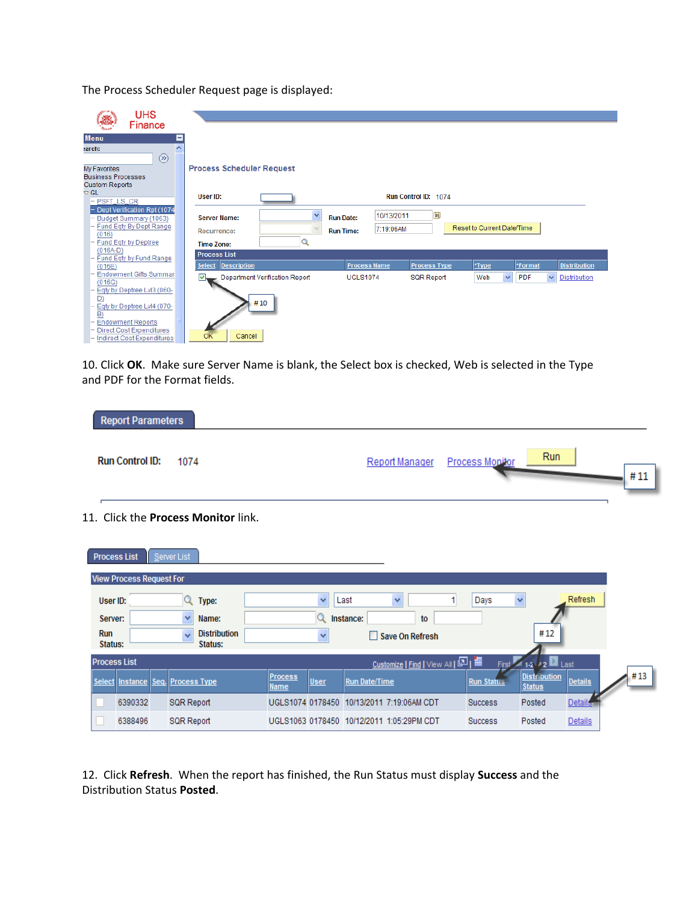The Process Scheduler Request page is displayed:

10. Click **OK**. Make sure Server Name is blank, the Select box is checked, Web is selected in the Type and PDF for the Format fields.

11. Click the **Process Monitor** link.

12. Click **Refresh**. When the report has finished, the Run Status must display **Success** and the Distribution Status **Posted**.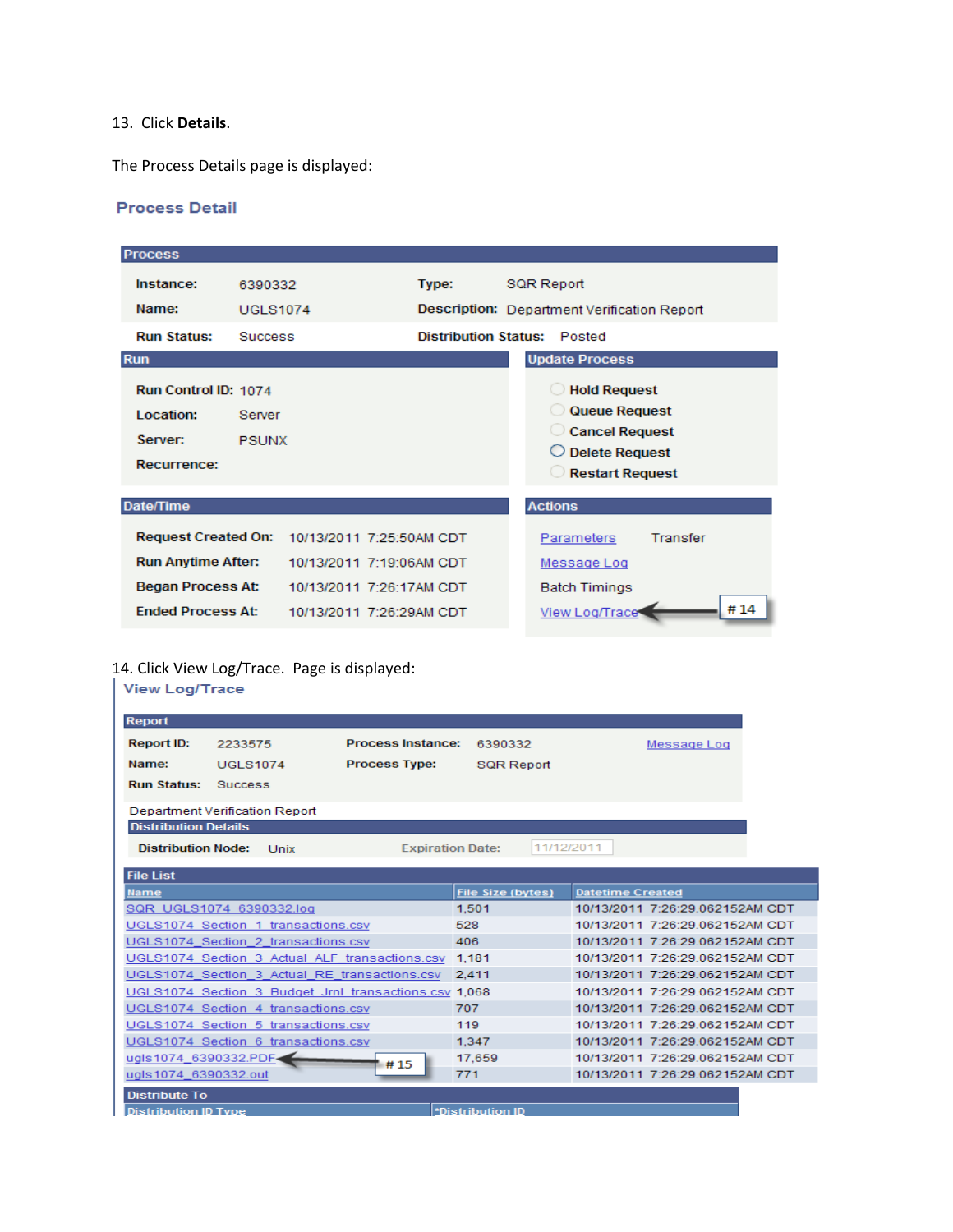13. Click **Details**.

The Process Details page is displayed:

### Process Detail

**Process**

| | | | |
|---|---|---|---|
| **Instance:** | 6390332 | **Type:** | SQR Report |
| **Name:** | UGLS1074 | **Description:** | Department Verification Report |
| **Run Status:** | Success | **Distribution Status:** | Posted |

**Run**

| | |
|---|---|
| **Run Control ID:** | 1074 |
| **Location:** | Server |
| **Server:** | PSUNX |
| **Recurrence:** | |

**Update Process**

- Hold Request
- Queue Request
- Cancel Request
- Delete Request
- Restart Request

**Date/Time**

| | |
|---|---|
| **Request Created On:** | 10/13/2011 7:25:50AM CDT |
| **Run Anytime After:** | 10/13/2011 7:19:06AM CDT |
| **Began Process At:** | 10/13/2011 7:26:17AM CDT |
| **Ended Process At:** | 10/13/2011 7:26:29AM CDT |

**Actions**

- Parameters  Transfer
- Message Log
- Batch Timings
- View Log/Trace ← # 14

14. Click View Log/Trace. Page is displayed:

### View Log/Trace

**Report**

| | | | | |
|---|---|---|---|---|
| **Report ID:** | 2233575 | **Process Instance:** | 6390332 | Message Log |
| **Name:** | UGLS1074 | **Process Type:** | SQR Report | |
| **Run Status:** | Success | | | |

Department Verification Report

**Distribution Details**

| | | | |
|---|---|---|---|
| **Distribution Node:** | Unix | Expiration Date: | 11/12/2011 |

**File List**

| Name | File Size (bytes) | Datetime Created |
|---|---|---|
| SQR_UGLS1074_6390332.log | 1,501 | 10/13/2011 7:26:29.062152AM CDT |
| UGLS1074_Section_1_transactions.csv | 528 | 10/13/2011 7:26:29.062152AM CDT |
| UGLS1074_Section_2_transactions.csv | 406 | 10/13/2011 7:26:29.062152AM CDT |
| UGLS1074_Section_3_Actual_ALF_transactions.csv | 1,181 | 10/13/2011 7:26:29.062152AM CDT |
| UGLS1074_Section_3_Actual_RE_transactions.csv | 2,411 | 10/13/2011 7:26:29.062152AM CDT |
| UGLS1074_Section_3_Budget_Jrnl_transactions.csv | 1,068 | 10/13/2011 7:26:29.062152AM CDT |
| UGLS1074_Section_4_transactions.csv | 707 | 10/13/2011 7:26:29.062152AM CDT |
| UGLS1074_Section_5_transactions.csv | 119 | 10/13/2011 7:26:29.062152AM CDT |
| UGLS1074_Section_6_transactions.csv | 1,347 | 10/13/2011 7:26:29.062152AM CDT |
| ugls1074_6390332.PDF ← # 15 | 17,659 | 10/13/2011 7:26:29.062152AM CDT |
| ugls1074_6390332.out | 771 | 10/13/2011 7:26:29.062152AM CDT |

**Distribute To**

| Distribution ID Type | *Distribution ID |
|---|---|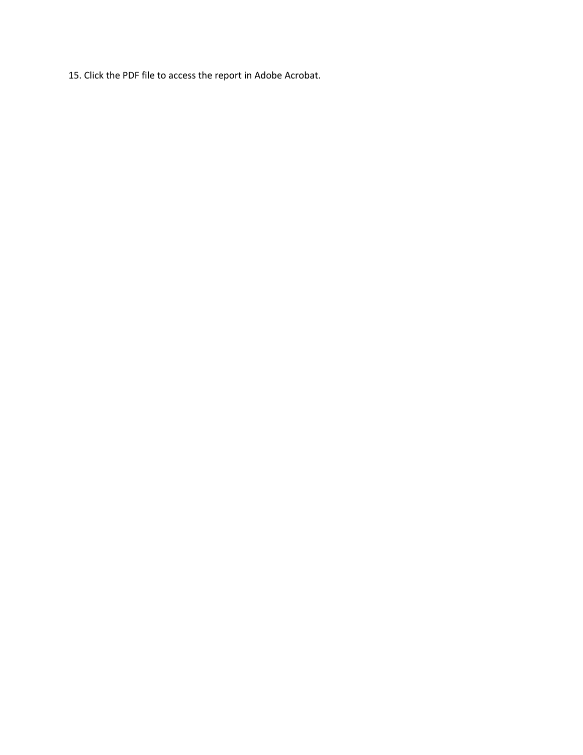15. Click the PDF file to access the report in Adobe Acrobat.